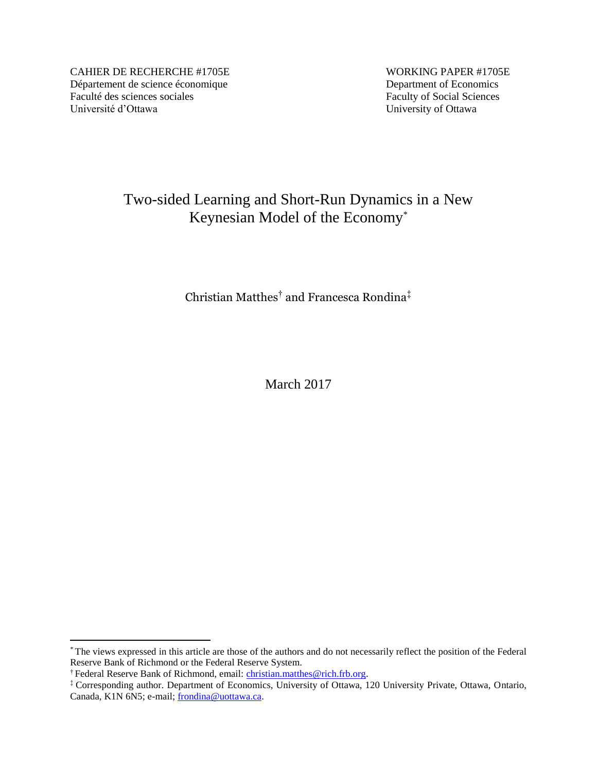CAHIER DE RECHERCHE #1705E
Département de science économique
Faculté des sciences sociales
Université d'Ottawa

WORKING PAPER #1705E
Department of Economics
Faculty of Social Sciences
University of Ottawa

# Two-sided Learning and Short-Run Dynamics in a New Keynesian Model of the Economy[*]

Christian Matthes[†] and Francesca Rondina[‡]

March 2017

---

[*] The views expressed in this article are those of the authors and do not necessarily reflect the position of the Federal Reserve Bank of Richmond or the Federal Reserve System.

[†] Federal Reserve Bank of Richmond, email: christian.matthes@rich.frb.org.

[‡] Corresponding author. Department of Economics, University of Ottawa, 120 University Private, Ottawa, Ontario, Canada, K1N 6N5; e-mail; frondina@uottawa.ca.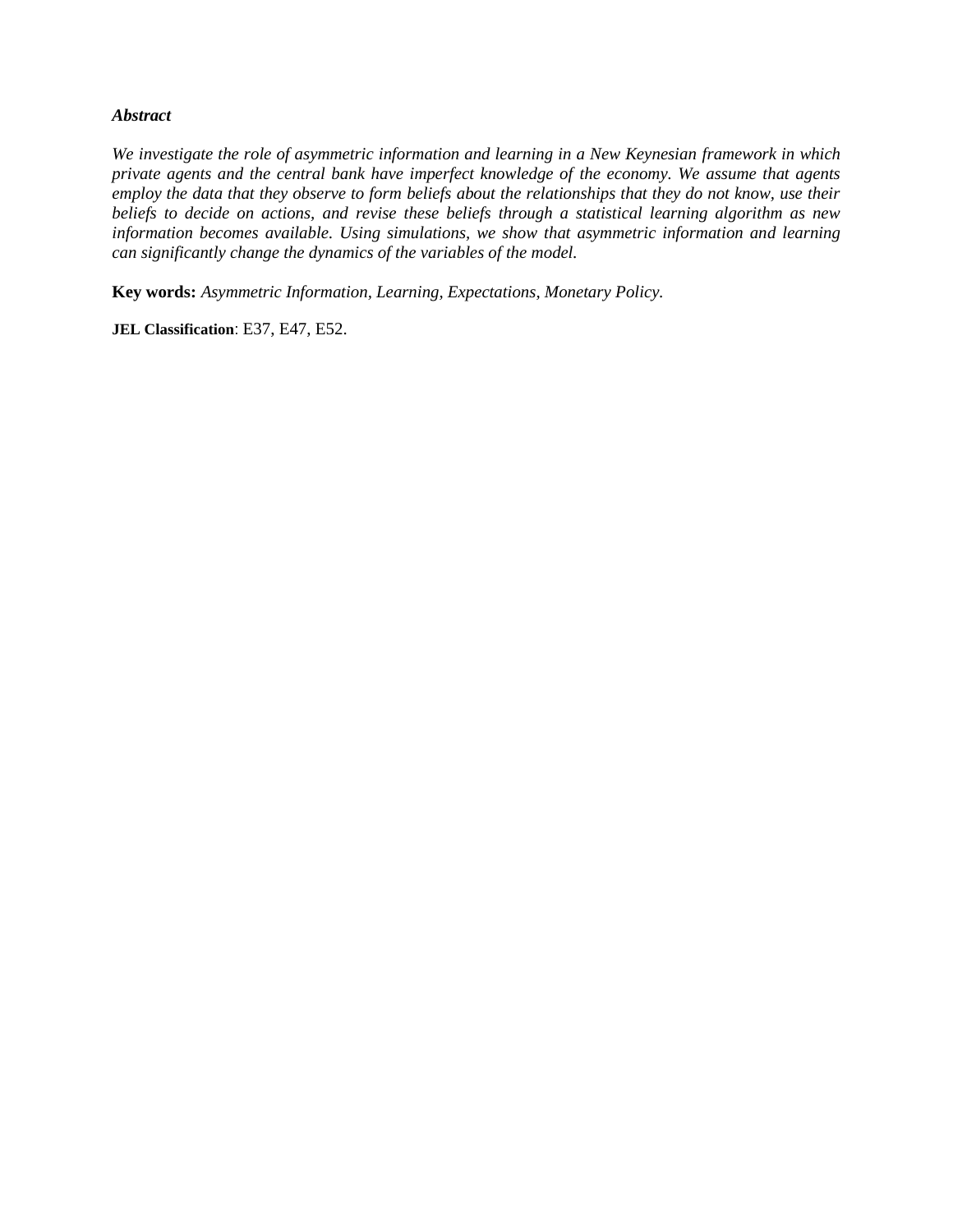***Abstract***

*We investigate the role of asymmetric information and learning in a New Keynesian framework in which private agents and the central bank have imperfect knowledge of the economy. We assume that agents employ the data that they observe to form beliefs about the relationships that they do not know, use their beliefs to decide on actions, and revise these beliefs through a statistical learning algorithm as new information becomes available. Using simulations, we show that asymmetric information and learning can significantly change the dynamics of the variables of the model.*

**Key words:** *Asymmetric Information, Learning, Expectations, Monetary Policy.*

**JEL Classification**: E37, E47, E52.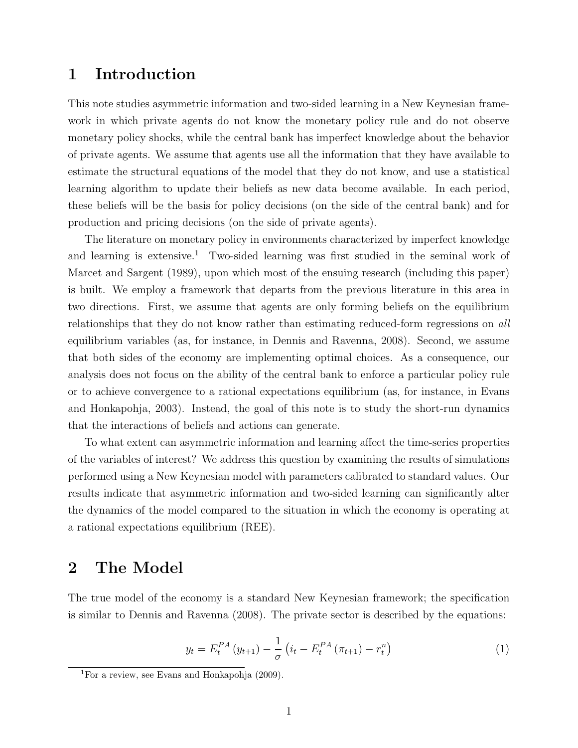# 1 Introduction

This note studies asymmetric information and two-sided learning in a New Keynesian framework in which private agents do not know the monetary policy rule and do not observe monetary policy shocks, while the central bank has imperfect knowledge about the behavior of private agents. We assume that agents use all the information that they have available to estimate the structural equations of the model that they do not know, and use a statistical learning algorithm to update their beliefs as new data become available. In each period, these beliefs will be the basis for policy decisions (on the side of the central bank) and for production and pricing decisions (on the side of private agents).

The literature on monetary policy in environments characterized by imperfect knowledge and learning is extensive.[1] Two-sided learning was first studied in the seminal work of Marcet and Sargent (1989), upon which most of the ensuing research (including this paper) is built. We employ a framework that departs from the previous literature in this area in two directions. First, we assume that agents are only forming beliefs on the equilibrium relationships that they do not know rather than estimating reduced-form regressions on *all* equilibrium variables (as, for instance, in Dennis and Ravenna, 2008). Second, we assume that both sides of the economy are implementing optimal choices. As a consequence, our analysis does not focus on the ability of the central bank to enforce a particular policy rule or to achieve convergence to a rational expectations equilibrium (as, for instance, in Evans and Honkapohja, 2003). Instead, the goal of this note is to study the short-run dynamics that the interactions of beliefs and actions can generate.

To what extent can asymmetric information and learning affect the time-series properties of the variables of interest? We address this question by examining the results of simulations performed using a New Keynesian model with parameters calibrated to standard values. Our results indicate that asymmetric information and two-sided learning can significantly alter the dynamics of the model compared to the situation in which the economy is operating at a rational expectations equilibrium (REE).

# 2 The Model

The true model of the economy is a standard New Keynesian framework; the specification is similar to Dennis and Ravenna (2008). The private sector is described by the equations:

$$y_t = E_t^{PA}(y_{t+1}) - \frac{1}{\sigma}\left(i_t - E_t^{PA}(\pi_{t+1}) - r_t^n\right) \tag{1}$$

[1] For a review, see Evans and Honkapohja (2009).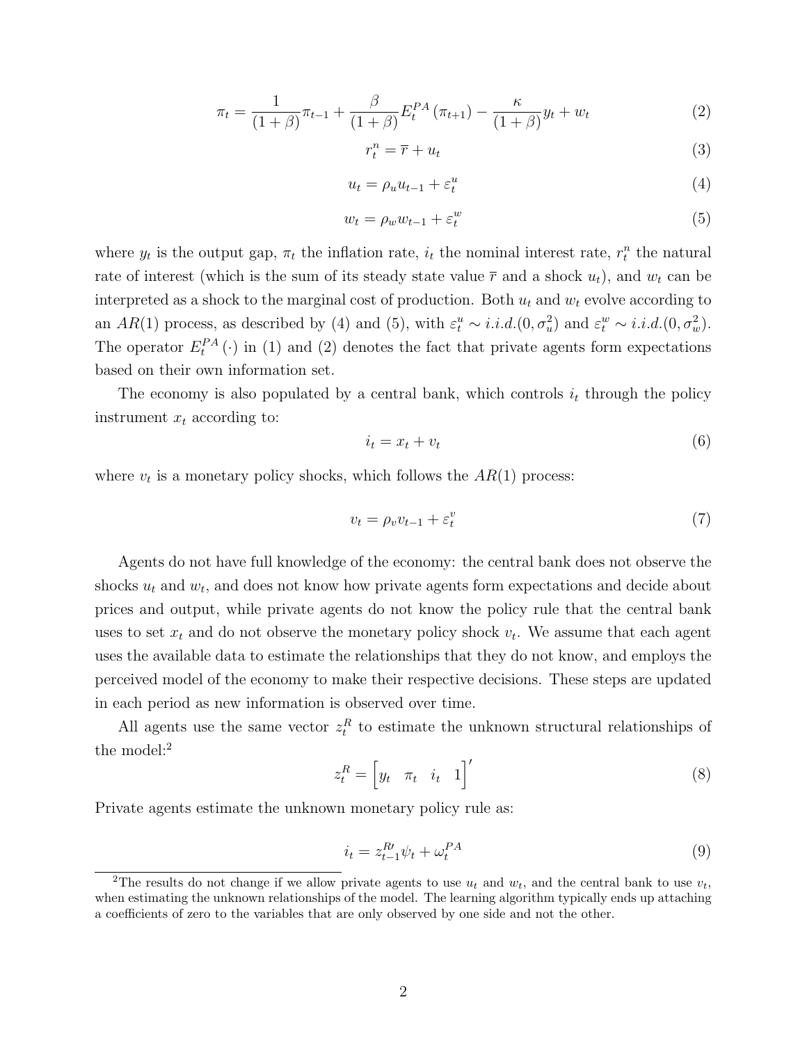$$\pi_t = \frac{1}{(1+\beta)}\pi_{t-1} + \frac{\beta}{(1+\beta)} E_t^{PA}(\pi_{t+1}) - \frac{\kappa}{(1+\beta)} y_t + w_t \tag{2}$$

$$r_t^n = \overline{r} + u_t \tag{3}$$

$$u_t = \rho_u u_{t-1} + \varepsilon_t^u \tag{4}$$

$$w_t = \rho_w w_{t-1} + \varepsilon_t^w \tag{5}$$

where $y_t$ is the output gap, $\pi_t$ the inflation rate, $i_t$ the nominal interest rate, $r_t^n$ the natural rate of interest (which is the sum of its steady state value $\overline{r}$ and a shock $u_t$), and $w_t$ can be interpreted as a shock to the marginal cost of production. Both $u_t$ and $w_t$ evolve according to an $AR(1)$ process, as described by (4) and (5), with $\varepsilon_t^u \sim i.i.d.(0, \sigma_u^2)$ and $\varepsilon_t^w \sim i.i.d.(0, \sigma_w^2)$. The operator $E_t^{PA}(\cdot)$ in (1) and (2) denotes the fact that private agents form expectations based on their own information set.

The economy is also populated by a central bank, which controls $i_t$ through the policy instrument $x_t$ according to:

$$i_t = x_t + v_t \tag{6}$$

where $v_t$ is a monetary policy shocks, which follows the $AR(1)$ process:

$$v_t = \rho_v v_{t-1} + \varepsilon_t^v \tag{7}$$

Agents do not have full knowledge of the economy: the central bank does not observe the shocks $u_t$ and $w_t$, and does not know how private agents form expectations and decide about prices and output, while private agents do not know the policy rule that the central bank uses to set $x_t$ and do not observe the monetary policy shock $v_t$. We assume that each agent uses the available data to estimate the relationships that they do not know, and employs the perceived model of the economy to make their respective decisions. These steps are updated in each period as new information is observed over time.

All agents use the same vector $z_t^R$ to estimate the unknown structural relationships of the model:[2]

$$z_t^R = \begin{bmatrix} y_t & \pi_t & i_t & 1 \end{bmatrix}' \tag{8}$$

Private agents estimate the unknown monetary policy rule as:

$$i_t = z_{t-1}^{R\prime} \psi_t + \omega_t^{PA} \tag{9}$$

[2]The results do not change if we allow private agents to use $u_t$ and $w_t$, and the central bank to use $v_t$, when estimating the unknown relationships of the model. The learning algorithm typically ends up attaching a coefficients of zero to the variables that are only observed by one side and not the other.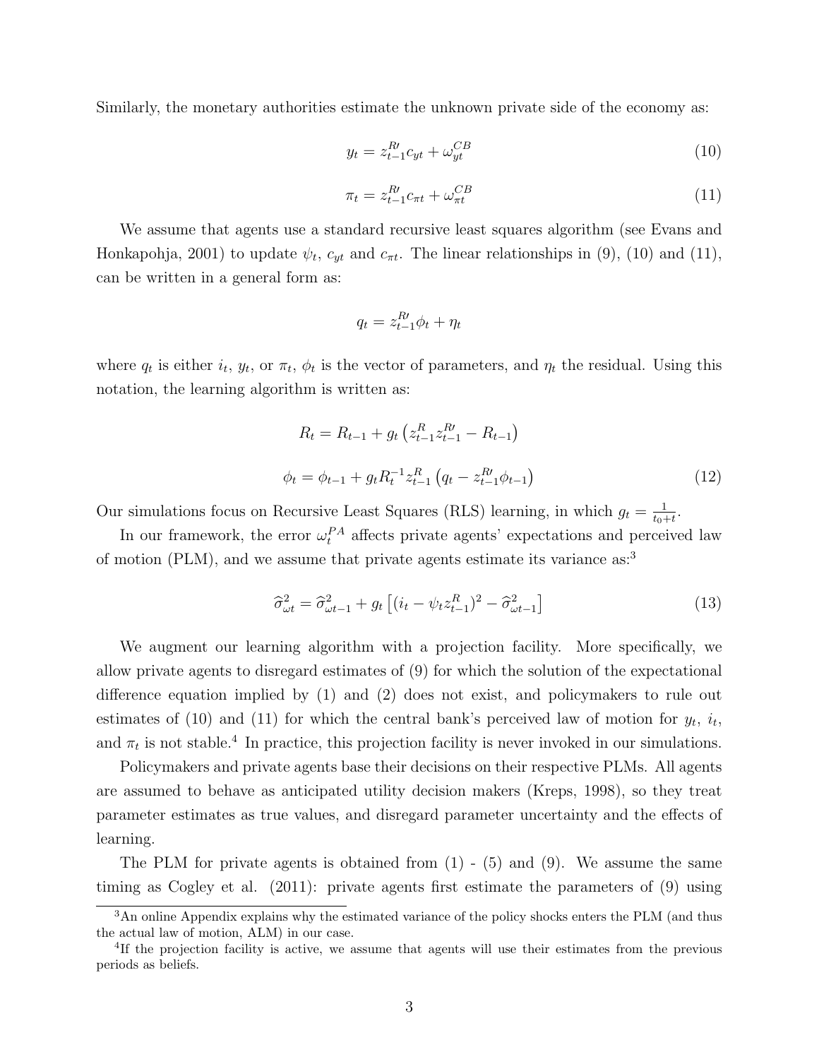Similarly, the monetary authorities estimate the unknown private side of the economy as:

$$y_t = z_{t-1}^{R\prime} c_{yt} + \omega_{yt}^{CB} \tag{10}$$

$$\pi_t = z_{t-1}^{R\prime} c_{\pi t} + \omega_{\pi t}^{CB} \tag{11}$$

We assume that agents use a standard recursive least squares algorithm (see Evans and Honkapohja, 2001) to update $\psi_t$, $c_{yt}$ and $c_{\pi t}$. The linear relationships in (9), (10) and (11), can be written in a general form as:

$$q_t = z_{t-1}^{R\prime} \phi_t + \eta_t$$

where $q_t$ is either $i_t$, $y_t$, or $\pi_t$, $\phi_t$ is the vector of parameters, and $\eta_t$ the residual. Using this notation, the learning algorithm is written as:

$$R_t = R_{t-1} + g_t \left( z_{t-1}^{R} z_{t-1}^{R\prime} - R_{t-1} \right)$$

$$\phi_t = \phi_{t-1} + g_t R_t^{-1} z_{t-1}^{R} \left( q_t - z_{t-1}^{R\prime} \phi_{t-1} \right) \tag{12}$$

Our simulations focus on Recursive Least Squares (RLS) learning, in which $g_t = \frac{1}{t_0 + t}$.

In our framework, the error $\omega_t^{PA}$ affects private agents' expectations and perceived law of motion (PLM), and we assume that private agents estimate its variance as:[3]

$$\widehat{\sigma}_{\omega t}^2 = \widehat{\sigma}_{\omega t-1}^2 + g_t \left[ (i_t - \psi_t z_{t-1}^{R})^2 - \widehat{\sigma}_{\omega t-1}^2 \right] \tag{13}$$

We augment our learning algorithm with a projection facility. More specifically, we allow private agents to disregard estimates of (9) for which the solution of the expectational difference equation implied by (1) and (2) does not exist, and policymakers to rule out estimates of (10) and (11) for which the central bank's perceived law of motion for $y_t$, $i_t$, and $\pi_t$ is not stable.[4] In practice, this projection facility is never invoked in our simulations.

Policymakers and private agents base their decisions on their respective PLMs. All agents are assumed to behave as anticipated utility decision makers (Kreps, 1998), so they treat parameter estimates as true values, and disregard parameter uncertainty and the effects of learning.

The PLM for private agents is obtained from (1) - (5) and (9). We assume the same timing as Cogley et al. (2011): private agents first estimate the parameters of (9) using

---

[3] An online Appendix explains why the estimated variance of the policy shocks enters the PLM (and thus the actual law of motion, ALM) in our case.

[4] If the projection facility is active, we assume that agents will use their estimates from the previous periods as beliefs.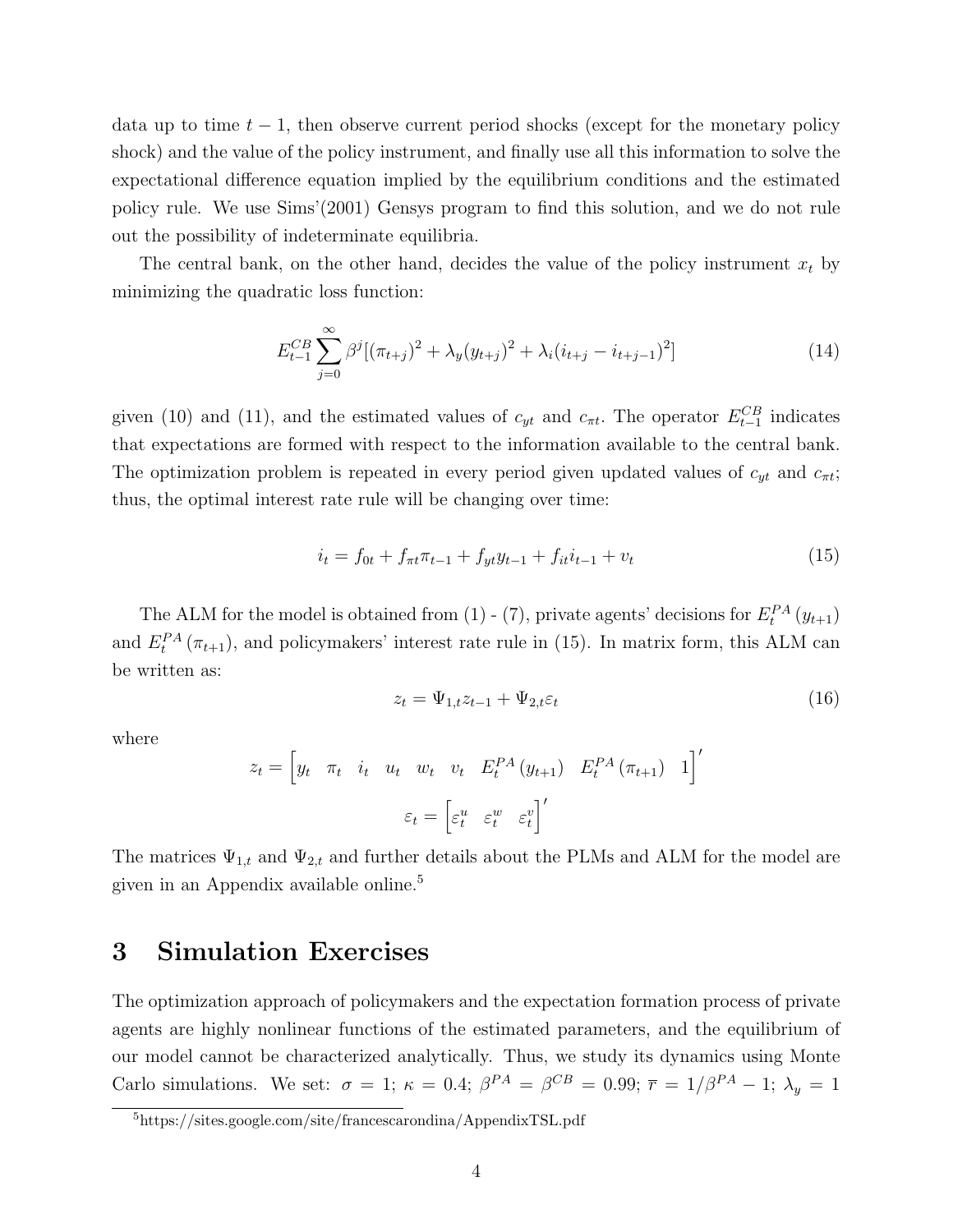data up to time $t-1$, then observe current period shocks (except for the monetary policy shock) and the value of the policy instrument, and finally use all this information to solve the expectational difference equation implied by the equilibrium conditions and the estimated policy rule. We use Sims'(2001) Gensys program to find this solution, and we do not rule out the possibility of indeterminate equilibria.

The central bank, on the other hand, decides the value of the policy instrument $x_t$ by minimizing the quadratic loss function:

$$E_{t-1}^{CB}\sum_{j=0}^{\infty}\beta^j[(\pi_{t+j})^2+\lambda_y(y_{t+j})^2+\lambda_i(i_{t+j}-i_{t+j-1})^2] \tag{14}$$

given (10) and (11), and the estimated values of $c_{yt}$ and $c_{\pi t}$. The operator $E_{t-1}^{CB}$ indicates that expectations are formed with respect to the information available to the central bank. The optimization problem is repeated in every period given updated values of $c_{yt}$ and $c_{\pi t}$; thus, the optimal interest rate rule will be changing over time:

$$i_t = f_{0t} + f_{\pi t}\pi_{t-1} + f_{yt}y_{t-1} + f_{it}i_{t-1} + v_t \tag{15}$$

The ALM for the model is obtained from (1) - (7), private agents' decisions for $E_t^{PA}(y_{t+1})$ and $E_t^{PA}(\pi_{t+1})$, and policymakers' interest rate rule in (15). In matrix form, this ALM can be written as:

$$z_t = \Psi_{1,t}z_{t-1} + \Psi_{2,t}\varepsilon_t \tag{16}$$

where

$$z_t = \begin{bmatrix} y_t & \pi_t & i_t & u_t & w_t & v_t & E_t^{PA}(y_{t+1}) & E_t^{PA}(\pi_{t+1}) & 1 \end{bmatrix}'$$

$$\varepsilon_t = \begin{bmatrix} \varepsilon_t^u & \varepsilon_t^w & \varepsilon_t^v \end{bmatrix}'$$

The matrices $\Psi_{1,t}$ and $\Psi_{2,t}$ and further details about the PLMs and ALM for the model are given in an Appendix available online.[5]

# 3 Simulation Exercises

The optimization approach of policymakers and the expectation formation process of private agents are highly nonlinear functions of the estimated parameters, and the equilibrium of our model cannot be characterized analytically. Thus, we study its dynamics using Monte Carlo simulations. We set: $\sigma = 1$; $\kappa = 0.4$; $\beta^{PA} = \beta^{CB} = 0.99$; $\overline{r} = 1/\beta^{PA} - 1$; $\lambda_y = 1$

[5] https://sites.google.com/site/francescarondina/AppendixTSL.pdf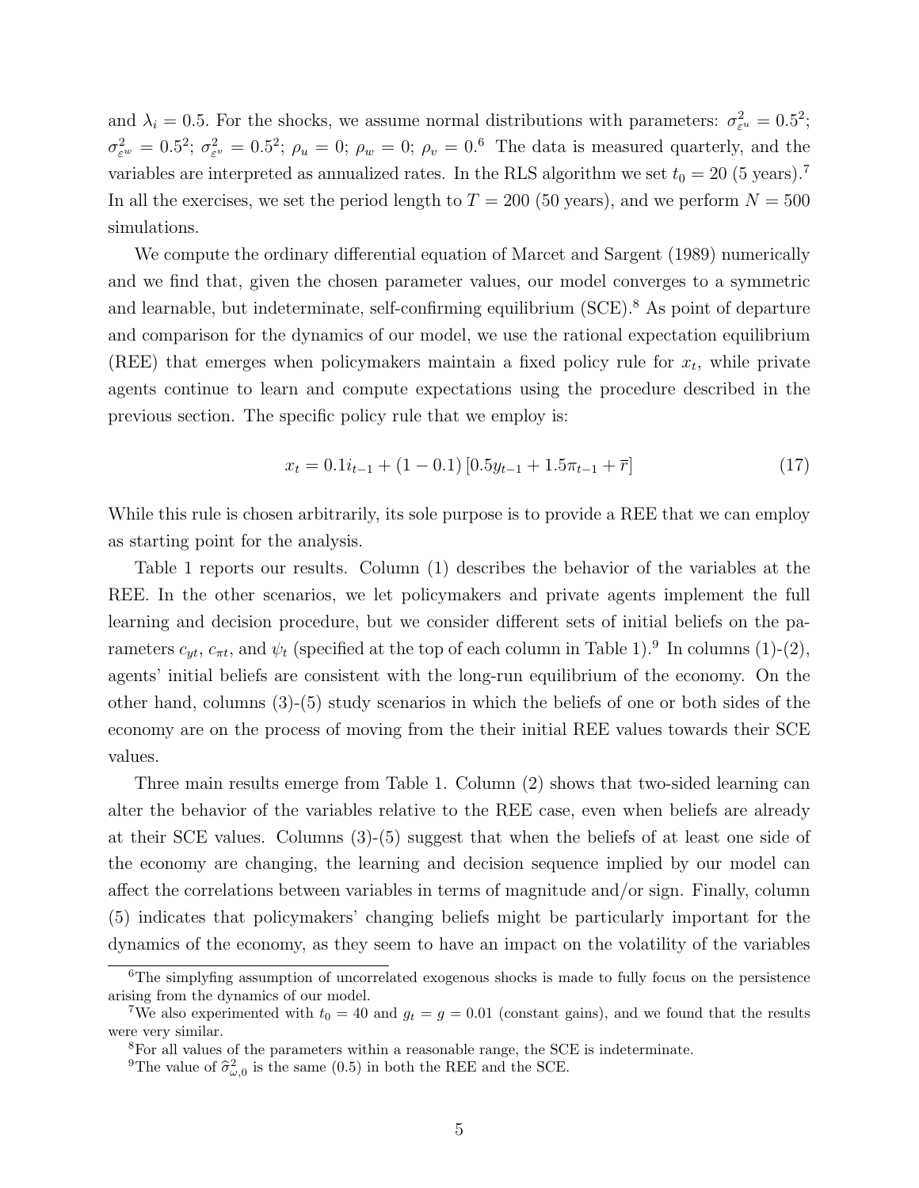and $\lambda_i = 0.5$. For the shocks, we assume normal distributions with parameters: $\sigma^2_{\varepsilon^u} = 0.5^2$; $\sigma^2_{\varepsilon^w} = 0.5^2$; $\sigma^2_{\varepsilon^v} = 0.5^2$; $\rho_u = 0$; $\rho_w = 0$; $\rho_v = 0$.[6] The data is measured quarterly, and the variables are interpreted as annualized rates. In the RLS algorithm we set $t_0 = 20$ (5 years).[7] In all the exercises, we set the period length to $T = 200$ (50 years), and we perform $N = 500$ simulations.

We compute the ordinary differential equation of Marcet and Sargent (1989) numerically and we find that, given the chosen parameter values, our model converges to a symmetric and learnable, but indeterminate, self-confirming equilibrium (SCE).[8] As point of departure and comparison for the dynamics of our model, we use the rational expectation equilibrium (REE) that emerges when policymakers maintain a fixed policy rule for $x_t$, while private agents continue to learn and compute expectations using the procedure described in the previous section. The specific policy rule that we employ is:

$$x_t = 0.1 i_{t-1} + (1 - 0.1)\left[0.5 y_{t-1} + 1.5 \pi_{t-1} + \overline{r}\right] \tag{17}$$

While this rule is chosen arbitrarily, its sole purpose is to provide a REE that we can employ as starting point for the analysis.

Table 1 reports our results. Column (1) describes the behavior of the variables at the REE. In the other scenarios, we let policymakers and private agents implement the full learning and decision procedure, but we consider different sets of initial beliefs on the parameters $c_{yt}$, $c_{\pi t}$, and $\psi_t$ (specified at the top of each column in Table 1).[9] In columns (1)-(2), agents' initial beliefs are consistent with the long-run equilibrium of the economy. On the other hand, columns (3)-(5) study scenarios in which the beliefs of one or both sides of the economy are on the process of moving from the their initial REE values towards their SCE values.

Three main results emerge from Table 1. Column (2) shows that two-sided learning can alter the behavior of the variables relative to the REE case, even when beliefs are already at their SCE values. Columns (3)-(5) suggest that when the beliefs of at least one side of the economy are changing, the learning and decision sequence implied by our model can affect the correlations between variables in terms of magnitude and/or sign. Finally, column (5) indicates that policymakers' changing beliefs might be particularly important for the dynamics of the economy, as they seem to have an impact on the volatility of the variables

---

[6] The simplyfing assumption of uncorrelated exogenous shocks is made to fully focus on the persistence arising from the dynamics of our model.

[7] We also experimented with $t_0 = 40$ and $g_t = g = 0.01$ (constant gains), and we found that the results were very similar.

[8] For all values of the parameters within a reasonable range, the SCE is indeterminate.

[9] The value of $\widehat{\sigma}^2_{\omega,0}$ is the same (0.5) in both the REE and the SCE.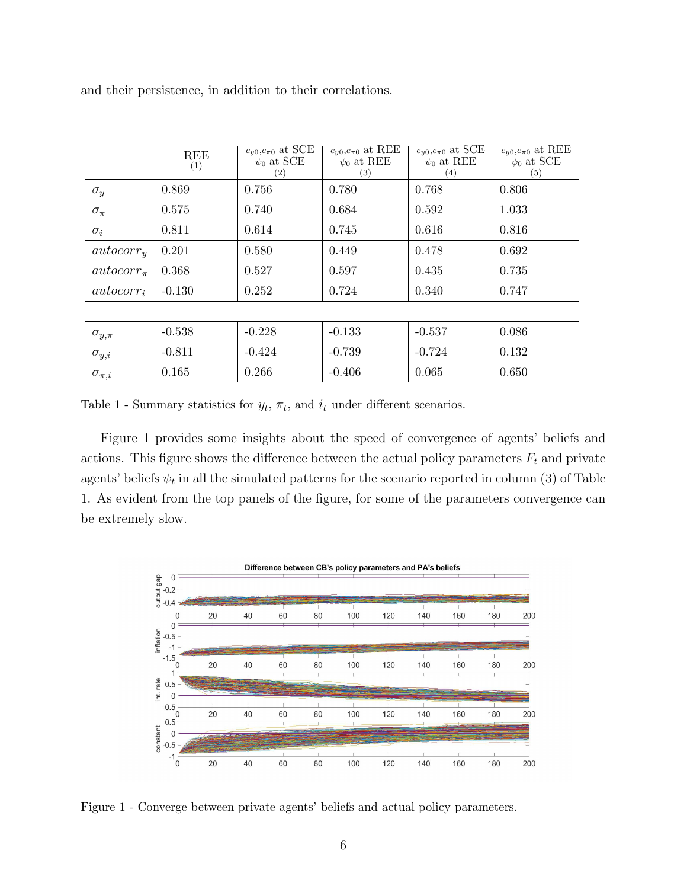and their persistence, in addition to their correlations.

| | REE (1) | $c_{y0}$,$c_{\pi 0}$ at SCE $\psi_0$ at SCE (2) | $c_{y0}$,$c_{\pi 0}$ at REE $\psi_0$ at REE (3) | $c_{y0}$,$c_{\pi 0}$ at SCE $\psi_0$ at REE (4) | $c_{y0}$,$c_{\pi 0}$ at REE $\psi_0$ at SCE (5) |
|---|---|---|---|---|---|
| $\sigma_y$ | 0.869 | 0.756 | 0.780 | 0.768 | 0.806 |
| $\sigma_\pi$ | 0.575 | 0.740 | 0.684 | 0.592 | 1.033 |
| $\sigma_i$ | 0.811 | 0.614 | 0.745 | 0.616 | 0.816 |
| $autocorr_y$ | 0.201 | 0.580 | 0.449 | 0.478 | 0.692 |
| $autocorr_\pi$ | 0.368 | 0.527 | 0.597 | 0.435 | 0.735 |
| $autocorr_i$ | -0.130 | 0.252 | 0.724 | 0.340 | 0.747 |
| | | | | | |
| $\sigma_{y,\pi}$ | -0.538 | -0.228 | -0.133 | -0.537 | 0.086 |
| $\sigma_{y,i}$ | -0.811 | -0.424 | -0.739 | -0.724 | 0.132 |
| $\sigma_{\pi,i}$ | 0.165 | 0.266 | -0.406 | 0.065 | 0.650 |

Table 1 - Summary statistics for $y_t$, $\pi_t$, and $i_t$ under different scenarios.

Figure 1 provides some insights about the speed of convergence of agents' beliefs and actions. This figure shows the difference between the actual policy parameters $F_t$ and private agents' beliefs $\psi_t$ in all the simulated patterns for the scenario reported in column (3) of Table 1. As evident from the top panels of the figure, for some of the parameters convergence can be extremely slow.

Figure 1 - Converge between private agents' beliefs and actual policy parameters.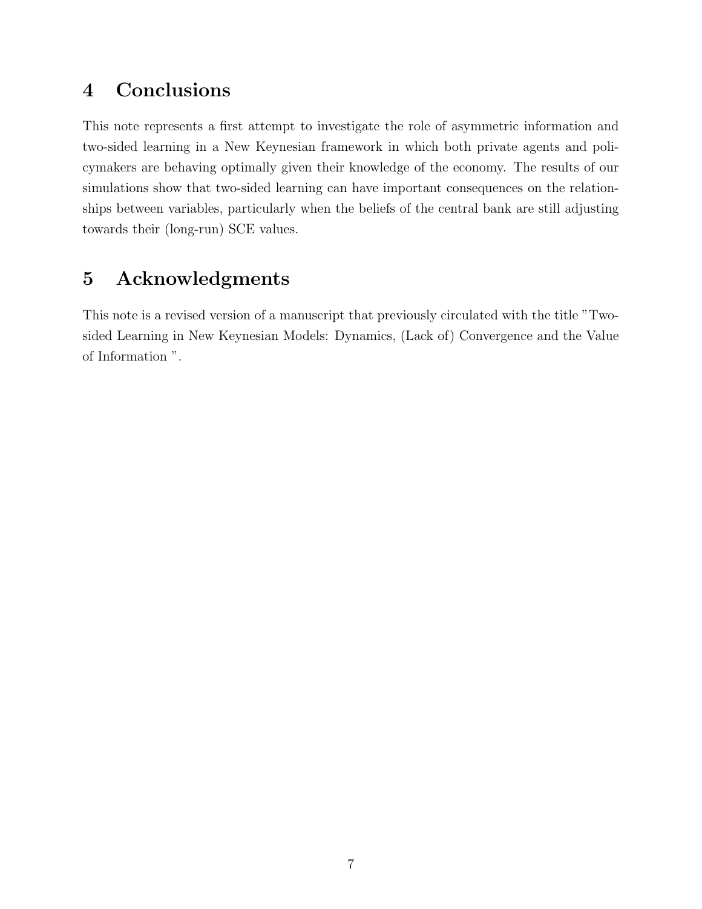## 4 Conclusions

This note represents a first attempt to investigate the role of asymmetric information and two-sided learning in a New Keynesian framework in which both private agents and policymakers are behaving optimally given their knowledge of the economy. The results of our simulations show that two-sided learning can have important consequences on the relationships between variables, particularly when the beliefs of the central bank are still adjusting towards their (long-run) SCE values.

## 5 Acknowledgments

This note is a revised version of a manuscript that previously circulated with the title "Two-sided Learning in New Keynesian Models: Dynamics, (Lack of) Convergence and the Value of Information ".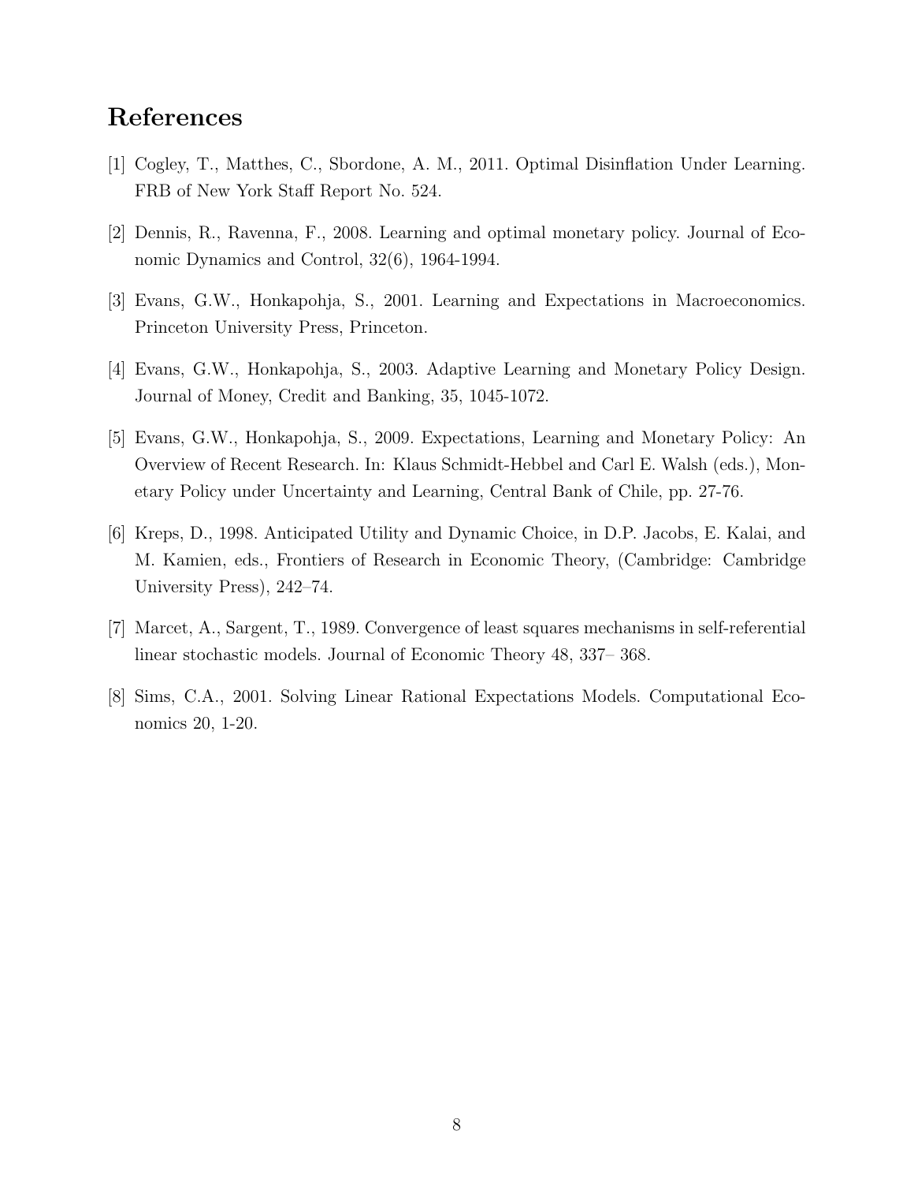# References

[1] Cogley, T., Matthes, C., Sbordone, A. M., 2011. Optimal Disinflation Under Learning. FRB of New York Staff Report No. 524.

[2] Dennis, R., Ravenna, F., 2008. Learning and optimal monetary policy. Journal of Economic Dynamics and Control, 32(6), 1964-1994.

[3] Evans, G.W., Honkapohja, S., 2001. Learning and Expectations in Macroeconomics. Princeton University Press, Princeton.

[4] Evans, G.W., Honkapohja, S., 2003. Adaptive Learning and Monetary Policy Design. Journal of Money, Credit and Banking, 35, 1045-1072.

[5] Evans, G.W., Honkapohja, S., 2009. Expectations, Learning and Monetary Policy: An Overview of Recent Research. In: Klaus Schmidt-Hebbel and Carl E. Walsh (eds.), Monetary Policy under Uncertainty and Learning, Central Bank of Chile, pp. 27-76.

[6] Kreps, D., 1998. Anticipated Utility and Dynamic Choice, in D.P. Jacobs, E. Kalai, and M. Kamien, eds., Frontiers of Research in Economic Theory, (Cambridge: Cambridge University Press), 242–74.

[7] Marcet, A., Sargent, T., 1989. Convergence of least squares mechanisms in self-referential linear stochastic models. Journal of Economic Theory 48, 337– 368.

[8] Sims, C.A., 2001. Solving Linear Rational Expectations Models. Computational Economics 20, 1-20.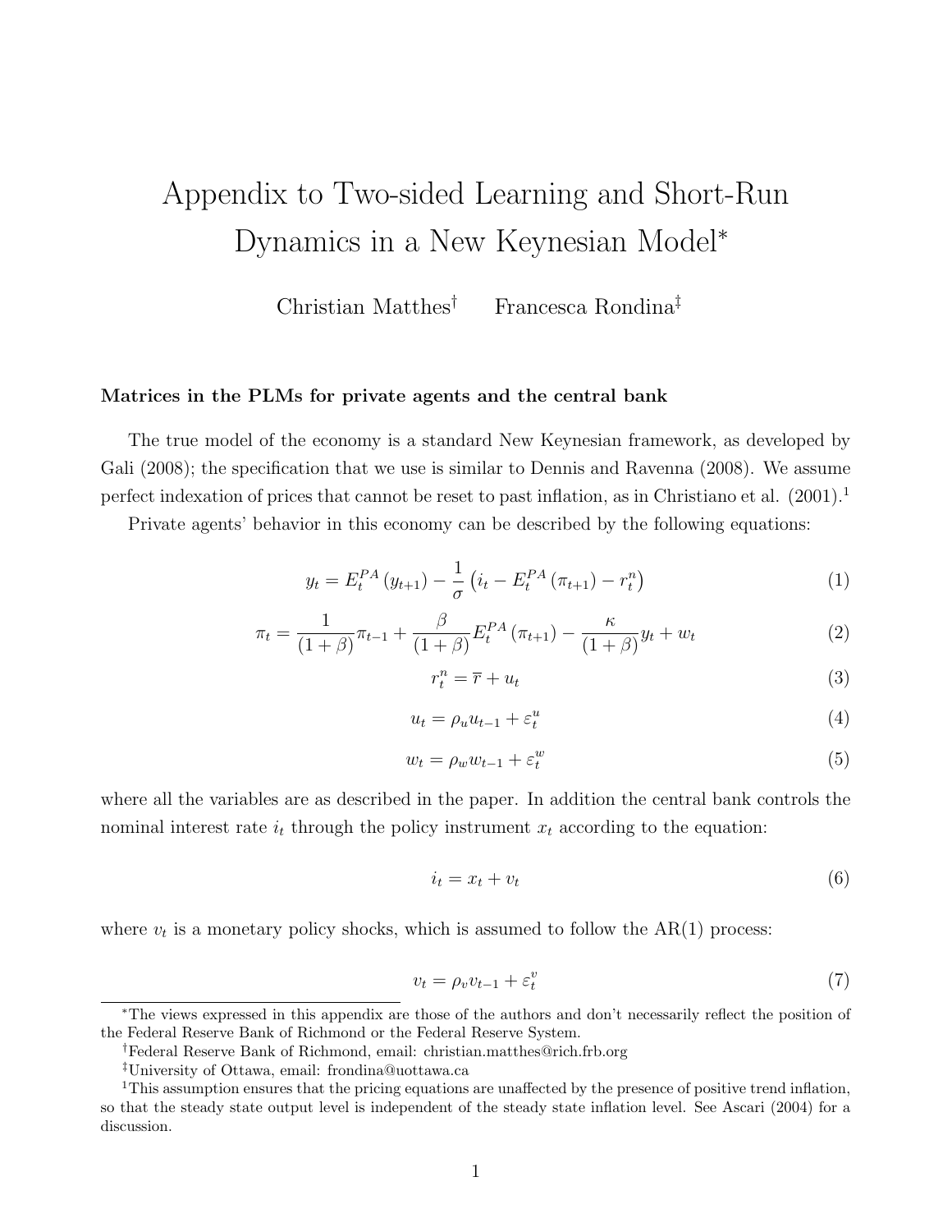# Appendix to Two-sided Learning and Short-Run Dynamics in a New Keynesian Model*

Christian Matthes[†] Francesca Rondina[‡]

**Matrices in the PLMs for private agents and the central bank**

The true model of the economy is a standard New Keynesian framework, as developed by Gali (2008); the specification that we use is similar to Dennis and Ravenna (2008). We assume perfect indexation of prices that cannot be reset to past inflation, as in Christiano et al. (2001).[1]

Private agents' behavior in this economy can be described by the following equations:

$$y_t = E_t^{PA}(y_{t+1}) - \frac{1}{\sigma}\left(i_t - E_t^{PA}(\pi_{t+1}) - r_t^n\right) \tag{1}$$

$$\pi_t = \frac{1}{(1+\beta)}\pi_{t-1} + \frac{\beta}{(1+\beta)}E_t^{PA}(\pi_{t+1}) - \frac{\kappa}{(1+\beta)}y_t + w_t \tag{2}$$

$$r_t^n = \overline{r} + u_t \tag{3}$$

$$u_t = \rho_u u_{t-1} + \varepsilon_t^u \tag{4}$$

$$w_t = \rho_w w_{t-1} + \varepsilon_t^w \tag{5}$$

where all the variables are as described in the paper. In addition the central bank controls the nominal interest rate $i_t$ through the policy instrument $x_t$ according to the equation:

$$i_t = x_t + v_t \tag{6}$$

where $v_t$ is a monetary policy shocks, which is assumed to follow the AR(1) process:

$$v_t = \rho_v v_{t-1} + \varepsilon_t^v \tag{7}$$

*The views expressed in this appendix are those of the authors and don't necessarily reflect the position of the Federal Reserve Bank of Richmond or the Federal Reserve System.

[†]Federal Reserve Bank of Richmond, email: christian.matthes@rich.frb.org

[‡]University of Ottawa, email: frondina@uottawa.ca

[1]This assumption ensures that the pricing equations are unaffected by the presence of positive trend inflation, so that the steady state output level is independent of the steady state inflation level. See Ascari (2004) for a discussion.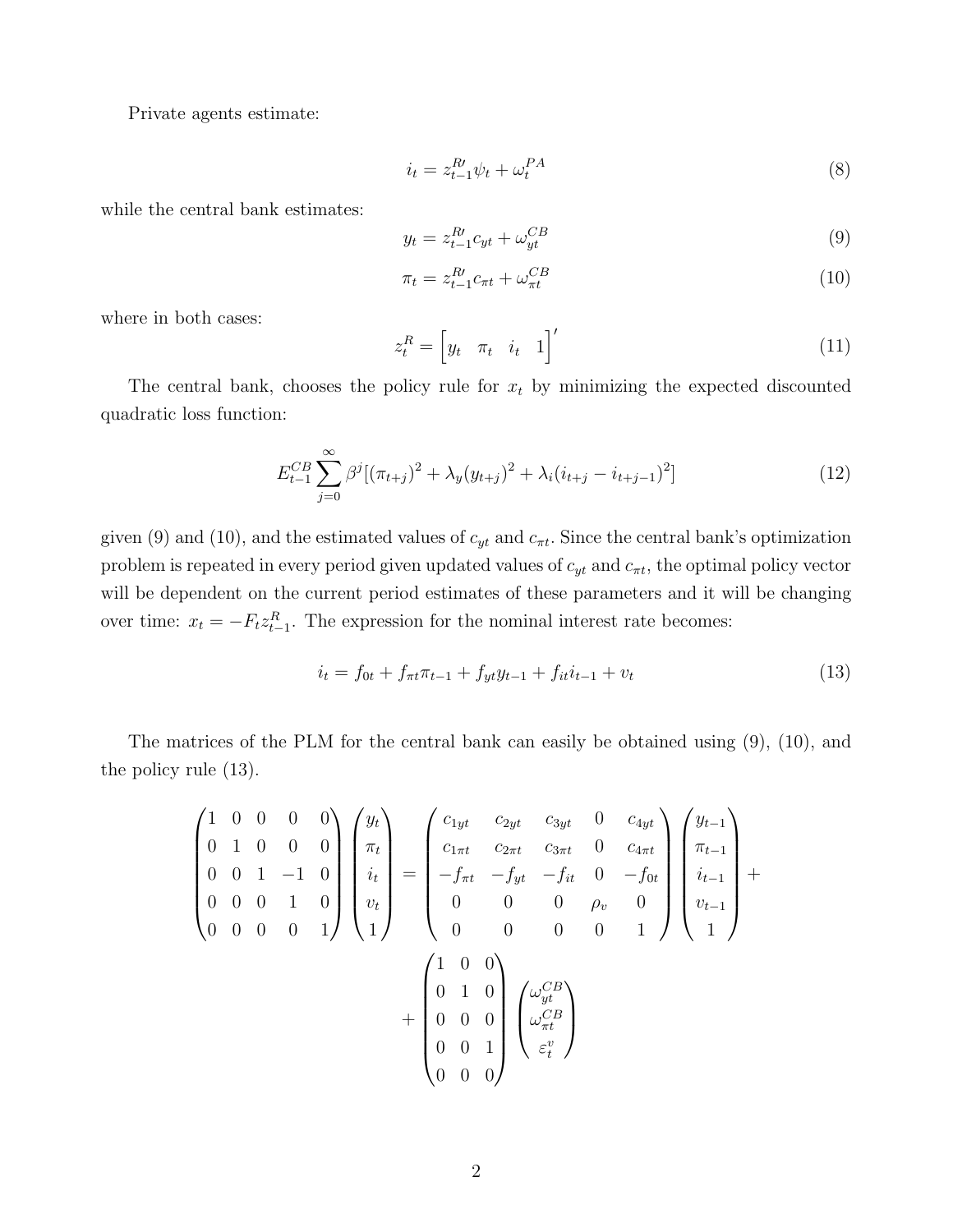Private agents estimate:

$$i_t = z_{t-1}^{R\prime}\psi_t + \omega_t^{PA} \tag{8}$$

while the central bank estimates:

$$y_t = z_{t-1}^{R\prime}c_{yt} + \omega_{yt}^{CB} \tag{9}$$

$$\pi_t = z_{t-1}^{R\prime}c_{\pi t} + \omega_{\pi t}^{CB} \tag{10}$$

where in both cases:

$$z_t^R = \begin{bmatrix} y_t & \pi_t & i_t & 1 \end{bmatrix}' \tag{11}$$

The central bank, chooses the policy rule for $x_t$ by minimizing the expected discounted quadratic loss function:

$$E_{t-1}^{CB}\sum_{j=0}^{\infty}\beta^j[(\pi_{t+j})^2 + \lambda_y(y_{t+j})^2 + \lambda_i(i_{t+j} - i_{t+j-1})^2] \tag{12}$$

given (9) and (10), and the estimated values of $c_{yt}$ and $c_{\pi t}$. Since the central bank's optimization problem is repeated in every period given updated values of $c_{yt}$ and $c_{\pi t}$, the optimal policy vector will be dependent on the current period estimates of these parameters and it will be changing over time: $x_t = -F_t z_{t-1}^R$. The expression for the nominal interest rate becomes:

$$i_t = f_{0t} + f_{\pi t}\pi_{t-1} + f_{yt}y_{t-1} + f_{it}i_{t-1} + v_t \tag{13}$$

The matrices of the PLM for the central bank can easily be obtained using (9), (10), and the policy rule (13).

$$\begin{pmatrix} 1 & 0 & 0 & 0 & 0 \\ 0 & 1 & 0 & 0 & 0 \\ 0 & 0 & 1 & -1 & 0 \\ 0 & 0 & 0 & 1 & 0 \\ 0 & 0 & 0 & 0 & 1 \end{pmatrix} \begin{pmatrix} y_t \\ \pi_t \\ i_t \\ v_t \\ 1 \end{pmatrix} = \begin{pmatrix} c_{1yt} & c_{2yt} & c_{3yt} & 0 & c_{4yt} \\ c_{1\pi t} & c_{2\pi t} & c_{3\pi t} & 0 & c_{4\pi t} \\ -f_{\pi t} & -f_{yt} & -f_{it} & 0 & -f_{0t} \\ 0 & 0 & 0 & \rho_v & 0 \\ 0 & 0 & 0 & 0 & 1 \end{pmatrix} \begin{pmatrix} y_{t-1} \\ \pi_{t-1} \\ i_{t-1} \\ v_{t-1} \\ 1 \end{pmatrix} + $$

$$+ \begin{pmatrix} 1 & 0 & 0 \\ 0 & 1 & 0 \\ 0 & 0 & 0 \\ 0 & 0 & 1 \\ 0 & 0 & 0 \end{pmatrix} \begin{pmatrix} \omega_{yt}^{CB} \\ \omega_{\pi t}^{CB} \\ \varepsilon_t^v \end{pmatrix}$$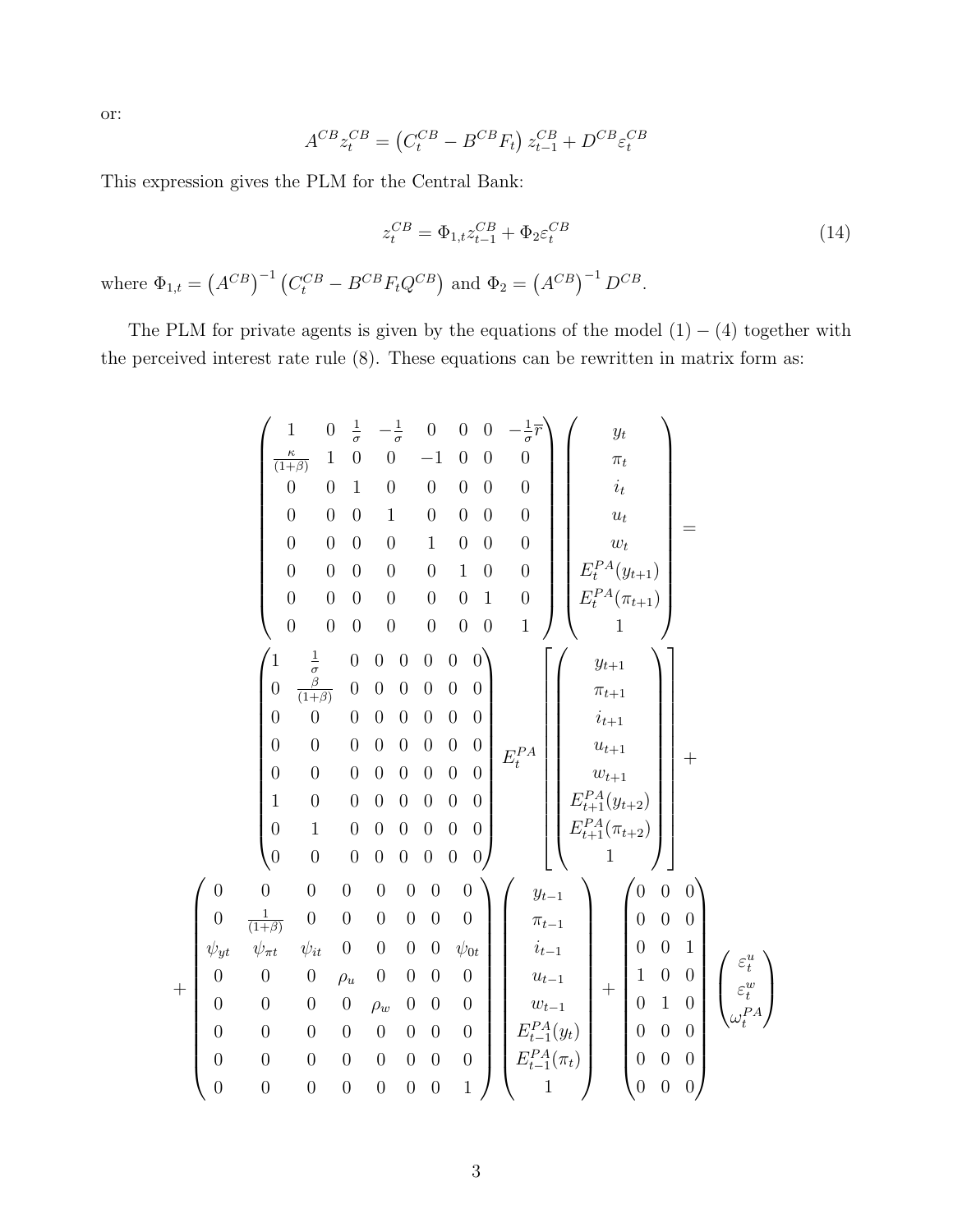or:

$$A^{CB} z_t^{CB} = \left(C_t^{CB} - B^{CB} F_t\right) z_{t-1}^{CB} + D^{CB} \varepsilon_t^{CB}$$

This expression gives the PLM for the Central Bank:

$$z_t^{CB} = \Phi_{1,t} z_{t-1}^{CB} + \Phi_2 \varepsilon_t^{CB} \tag{14}$$

where $\Phi_{1,t} = \left(A^{CB}\right)^{-1} \left(C_t^{CB} - B^{CB} F_t Q^{CB}\right)$ and $\Phi_2 = \left(A^{CB}\right)^{-1} D^{CB}$.

The PLM for private agents is given by the equations of the model $(1)-(4)$ together with the perceived interest rate rule (8). These equations can be rewritten in matrix form as:

$$
\begin{pmatrix}
1 & 0 & \frac{1}{\sigma} & -\frac{1}{\sigma} & 0 & 0 & 0 & -\frac{1}{\sigma}\overline{r} \\
\frac{\kappa}{(1+\beta)} & 1 & 0 & 0 & -1 & 0 & 0 & 0 \\
0 & 0 & 1 & 0 & 0 & 0 & 0 & 0 \\
0 & 0 & 0 & 1 & 0 & 0 & 0 & 0 \\
0 & 0 & 0 & 0 & 1 & 0 & 0 & 0 \\
0 & 0 & 0 & 0 & 0 & 1 & 0 & 0 \\
0 & 0 & 0 & 0 & 0 & 0 & 1 & 0 \\
0 & 0 & 0 & 0 & 0 & 0 & 0 & 1
\end{pmatrix}
\begin{pmatrix}
y_t \\ \pi_t \\ i_t \\ u_t \\ w_t \\ E_t^{PA}(y_{t+1}) \\ E_t^{PA}(\pi_{t+1}) \\ 1
\end{pmatrix}
=
$$

$$
\begin{pmatrix}
1 & \frac{1}{\sigma} & 0 & 0 & 0 & 0 & 0 & 0 \\
0 & \frac{\beta}{(1+\beta)} & 0 & 0 & 0 & 0 & 0 & 0 \\
0 & 0 & 0 & 0 & 0 & 0 & 0 & 0 \\
0 & 0 & 0 & 0 & 0 & 0 & 0 & 0 \\
0 & 0 & 0 & 0 & 0 & 0 & 0 & 0 \\
1 & 0 & 0 & 0 & 0 & 0 & 0 & 0 \\
0 & 1 & 0 & 0 & 0 & 0 & 0 & 0 \\
0 & 0 & 0 & 0 & 0 & 0 & 0 & 0
\end{pmatrix}
E_t^{PA}
\left[
\begin{pmatrix}
y_{t+1} \\ \pi_{t+1} \\ i_{t+1} \\ u_{t+1} \\ w_{t+1} \\ E_{t+1}^{PA}(y_{t+2}) \\ E_{t+1}^{PA}(\pi_{t+2}) \\ 1
\end{pmatrix}
\right]
+
$$

$$
+
\begin{pmatrix}
0 & 0 & 0 & 0 & 0 & 0 & 0 & 0 \\
0 & \frac{1}{(1+\beta)} & 0 & 0 & 0 & 0 & 0 & 0 \\
\psi_{yt} & \psi_{\pi t} & \psi_{it} & 0 & 0 & 0 & 0 & \psi_{0t} \\
0 & 0 & 0 & \rho_u & 0 & 0 & 0 & 0 \\
0 & 0 & 0 & 0 & \rho_w & 0 & 0 & 0 \\
0 & 0 & 0 & 0 & 0 & 0 & 0 & 0 \\
0 & 0 & 0 & 0 & 0 & 0 & 0 & 0 \\
0 & 0 & 0 & 0 & 0 & 0 & 0 & 1
\end{pmatrix}
\begin{pmatrix}
y_{t-1} \\ \pi_{t-1} \\ i_{t-1} \\ u_{t-1} \\ w_{t-1} \\ E_{t-1}^{PA}(y_t) \\ E_{t-1}^{PA}(\pi_t) \\ 1
\end{pmatrix}
+
\begin{pmatrix}
0 & 0 & 0 \\
0 & 0 & 0 \\
0 & 0 & 1 \\
1 & 0 & 0 \\
0 & 1 & 0 \\
0 & 0 & 0 \\
0 & 0 & 0 \\
0 & 0 & 0
\end{pmatrix}
\begin{pmatrix}
\varepsilon_t^u \\ \varepsilon_t^w \\ \omega_t^{PA}
\end{pmatrix}
$$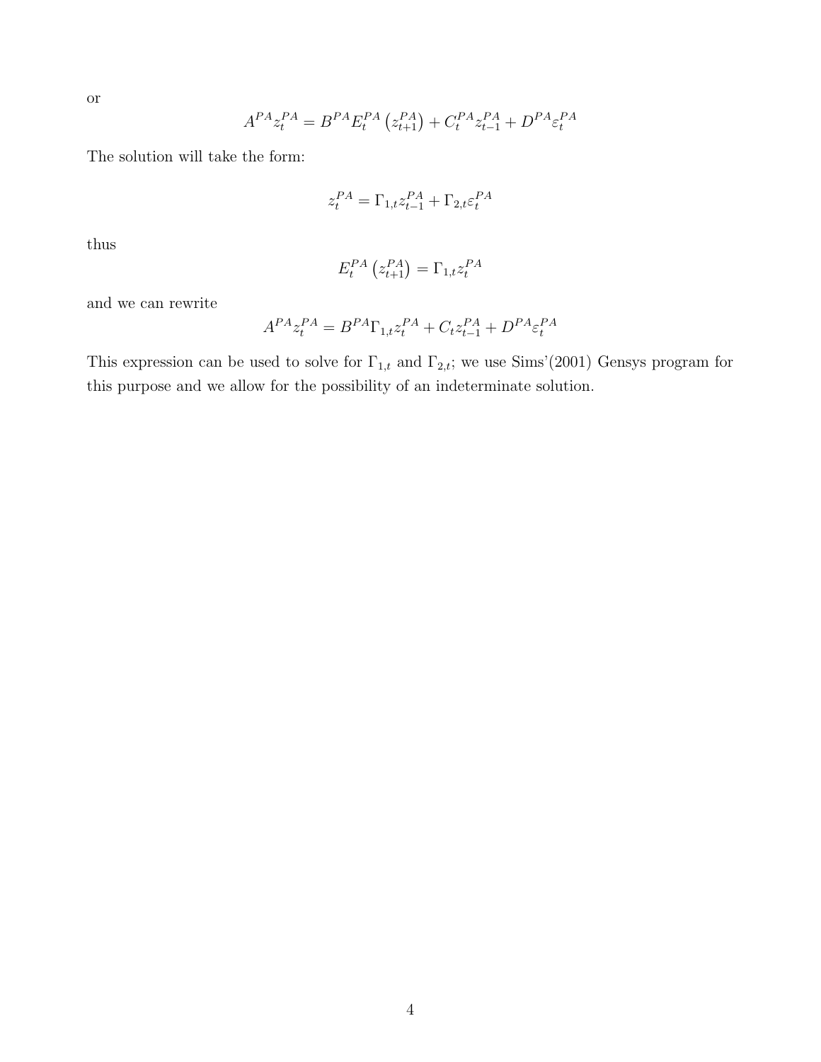or

$$A^{PA}z_t^{PA} = B^{PA}E_t^{PA}\left(z_{t+1}^{PA}\right) + C_t^{PA}z_{t-1}^{PA} + D^{PA}\varepsilon_t^{PA}$$

The solution will take the form:

$$z_t^{PA} = \Gamma_{1,t}z_{t-1}^{PA} + \Gamma_{2,t}\varepsilon_t^{PA}$$

thus

$$E_t^{PA}\left(z_{t+1}^{PA}\right) = \Gamma_{1,t}z_t^{PA}$$

and we can rewrite

$$A^{PA}z_t^{PA} = B^{PA}\Gamma_{1,t}z_t^{PA} + C_t z_{t-1}^{PA} + D^{PA}\varepsilon_t^{PA}$$

This expression can be used to solve for $\Gamma_{1,t}$ and $\Gamma_{2,t}$; we use Sims'(2001) Gensys program for this purpose and we allow for the possibility of an indeterminate solution.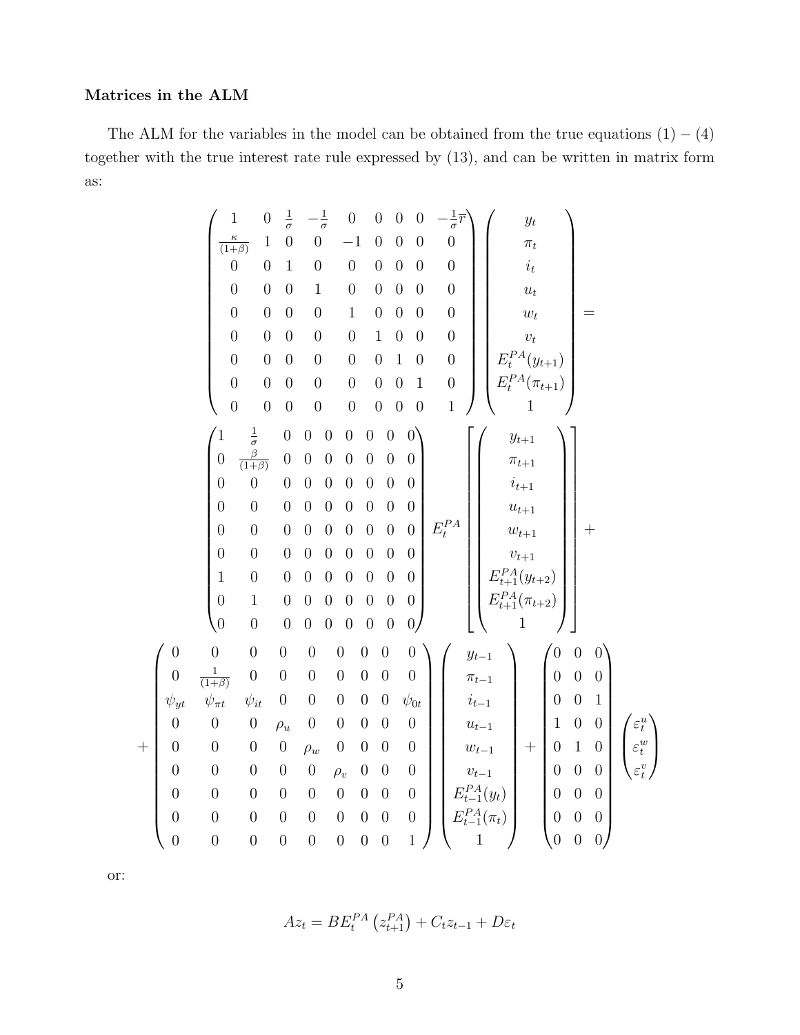**Matrices in the ALM**

The ALM for the variables in the model can be obtained from the true equations $(1)-(4)$ together with the true interest rate rule expressed by (13), and can be written in matrix form as:

$$
\begin{pmatrix}
1 & 0 & \frac{1}{\sigma} & -\frac{1}{\sigma} & 0 & 0 & 0 & 0 & -\frac{1}{\sigma}\overline{r} \\
\frac{\kappa}{(1+\beta)} & 1 & 0 & 0 & -1 & 0 & 0 & 0 & 0 \\
0 & 0 & 1 & 0 & 0 & 0 & 0 & 0 & 0 \\
0 & 0 & 0 & 1 & 0 & 0 & 0 & 0 & 0 \\
0 & 0 & 0 & 0 & 1 & 0 & 0 & 0 & 0 \\
0 & 0 & 0 & 0 & 0 & 1 & 0 & 0 & 0 \\
0 & 0 & 0 & 0 & 0 & 0 & 1 & 0 & 0 \\
0 & 0 & 0 & 0 & 0 & 0 & 0 & 1 & 0 \\
0 & 0 & 0 & 0 & 0 & 0 & 0 & 0 & 1
\end{pmatrix}
\begin{pmatrix}
y_t \\ \pi_t \\ i_t \\ u_t \\ w_t \\ v_t \\ E_t^{PA}(y_{t+1}) \\ E_t^{PA}(\pi_{t+1}) \\ 1
\end{pmatrix}
=
$$

$$
\begin{pmatrix}
1 & \frac{1}{\sigma} & 0 & 0 & 0 & 0 & 0 & 0 & 0 \\
0 & \frac{\beta}{(1+\beta)} & 0 & 0 & 0 & 0 & 0 & 0 & 0 \\
0 & 0 & 0 & 0 & 0 & 0 & 0 & 0 & 0 \\
0 & 0 & 0 & 0 & 0 & 0 & 0 & 0 & 0 \\
0 & 0 & 0 & 0 & 0 & 0 & 0 & 0 & 0 \\
0 & 0 & 0 & 0 & 0 & 0 & 0 & 0 & 0 \\
1 & 0 & 0 & 0 & 0 & 0 & 0 & 0 & 0 \\
0 & 1 & 0 & 0 & 0 & 0 & 0 & 0 & 0 \\
0 & 0 & 0 & 0 & 0 & 0 & 0 & 0 & 0
\end{pmatrix}
E_t^{PA}\left[
\begin{pmatrix}
y_{t+1} \\ \pi_{t+1} \\ i_{t+1} \\ u_{t+1} \\ w_{t+1} \\ v_{t+1} \\ E_{t+1}^{PA}(y_{t+2}) \\ E_{t+1}^{PA}(\pi_{t+2}) \\ 1
\end{pmatrix}
\right]
+
$$

$$
+
\begin{pmatrix}
0 & 0 & 0 & 0 & 0 & 0 & 0 & 0 & 0 \\
0 & \frac{1}{(1+\beta)} & 0 & 0 & 0 & 0 & 0 & 0 & 0 \\
\psi_{yt} & \psi_{\pi t} & \psi_{it} & 0 & 0 & 0 & 0 & 0 & \psi_{0t} \\
0 & 0 & 0 & \rho_u & 0 & 0 & 0 & 0 & 0 \\
0 & 0 & 0 & 0 & \rho_w & 0 & 0 & 0 & 0 \\
0 & 0 & 0 & 0 & 0 & \rho_v & 0 & 0 & 0 \\
0 & 0 & 0 & 0 & 0 & 0 & 0 & 0 & 0 \\
0 & 0 & 0 & 0 & 0 & 0 & 0 & 0 & 0 \\
0 & 0 & 0 & 0 & 0 & 0 & 0 & 0 & 1
\end{pmatrix}
\begin{pmatrix}
y_{t-1} \\ \pi_{t-1} \\ i_{t-1} \\ u_{t-1} \\ w_{t-1} \\ v_{t-1} \\ E_{t-1}^{PA}(y_t) \\ E_{t-1}^{PA}(\pi_t) \\ 1
\end{pmatrix}
+
\begin{pmatrix}
0 & 0 & 0 \\
0 & 0 & 0 \\
0 & 0 & 1 \\
1 & 0 & 0 \\
0 & 1 & 0 \\
0 & 0 & 0 \\
0 & 0 & 0 \\
0 & 0 & 0 \\
0 & 0 & 0
\end{pmatrix}
\begin{pmatrix}
\varepsilon_t^u \\ \varepsilon_t^w \\ \varepsilon_t^v
\end{pmatrix}
$$

or:

$$
Az_t = BE_t^{PA}\left(z_{t+1}^{PA}\right) + C_t z_{t-1} + D\varepsilon_t
$$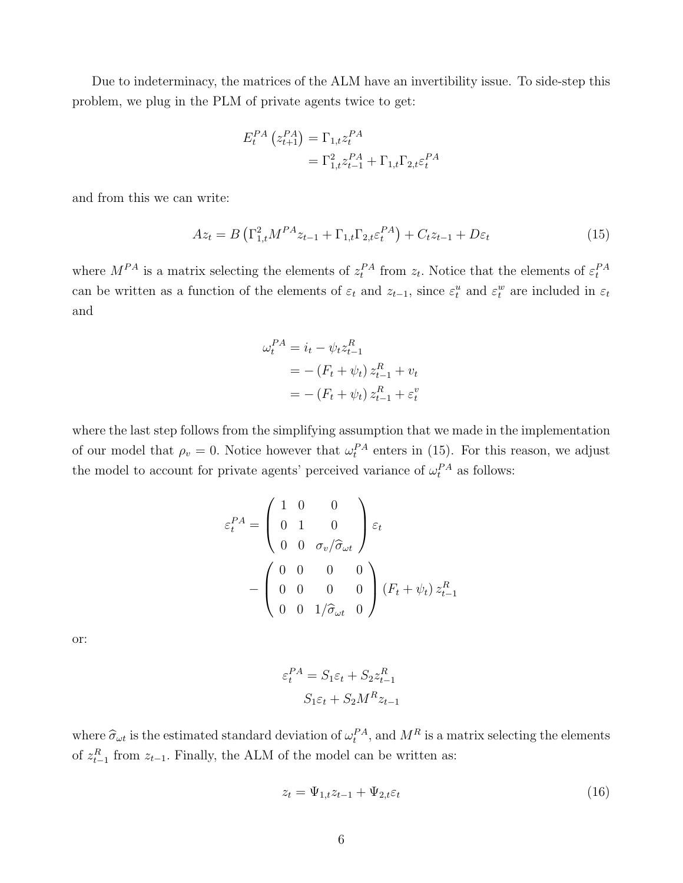Due to indeterminacy, the matrices of the ALM have an invertibility issue. To side-step this problem, we plug in the PLM of private agents twice to get:

$$
\begin{aligned}
E_t^{PA}\left(z_{t+1}^{PA}\right) &= \Gamma_{1,t} z_t^{PA} \\
&= \Gamma_{1,t}^2 z_{t-1}^{PA} + \Gamma_{1,t}\Gamma_{2,t}\varepsilon_t^{PA}
\end{aligned}
$$

and from this we can write:

$$
Az_t = B\left(\Gamma_{1,t}^2 M^{PA} z_{t-1} + \Gamma_{1,t}\Gamma_{2,t}\varepsilon_t^{PA}\right) + C_t z_{t-1} + D\varepsilon_t \tag{15}
$$

where $M^{PA}$ is a matrix selecting the elements of $z_t^{PA}$ from $z_t$. Notice that the elements of $\varepsilon_t^{PA}$ can be written as a function of the elements of $\varepsilon_t$ and $z_{t-1}$, since $\varepsilon_t^u$ and $\varepsilon_t^w$ are included in $\varepsilon_t$ and

$$
\begin{aligned}
\omega_t^{PA} &= i_t - \psi_t z_{t-1}^R \\
&= -\left(F_t + \psi_t\right) z_{t-1}^R + v_t \\
&= -\left(F_t + \psi_t\right) z_{t-1}^R + \varepsilon_t^v
\end{aligned}
$$

where the last step follows from the simplifying assumption that we made in the implementation of our model that $\rho_v = 0$. Notice however that $\omega_t^{PA}$ enters in (15). For this reason, we adjust the model to account for private agents' perceived variance of $\omega_t^{PA}$ as follows:

$$
\begin{aligned}
\varepsilon_t^{PA} = &\begin{pmatrix} 1 & 0 & 0 \\ 0 & 1 & 0 \\ 0 & 0 & \sigma_v/\widehat{\sigma}_{\omega t} \end{pmatrix} \varepsilon_t \\
&- \begin{pmatrix} 0 & 0 & 0 & 0 \\ 0 & 0 & 0 & 0 \\ 0 & 0 & 1/\widehat{\sigma}_{\omega t} & 0 \end{pmatrix} \left(F_t + \psi_t\right) z_{t-1}^R
\end{aligned}
$$

or:

$$
\begin{aligned}
\varepsilon_t^{PA} &= S_1\varepsilon_t + S_2 z_{t-1}^R \\
&\quad S_1\varepsilon_t + S_2 M^R z_{t-1}
\end{aligned}
$$

where $\widehat{\sigma}_{\omega t}$ is the estimated standard deviation of $\omega_t^{PA}$, and $M^R$ is a matrix selecting the elements of $z_{t-1}^R$ from $z_{t-1}$. Finally, the ALM of the model can be written as:

$$
z_t = \Psi_{1,t} z_{t-1} + \Psi_{2,t}\varepsilon_t \tag{16}
$$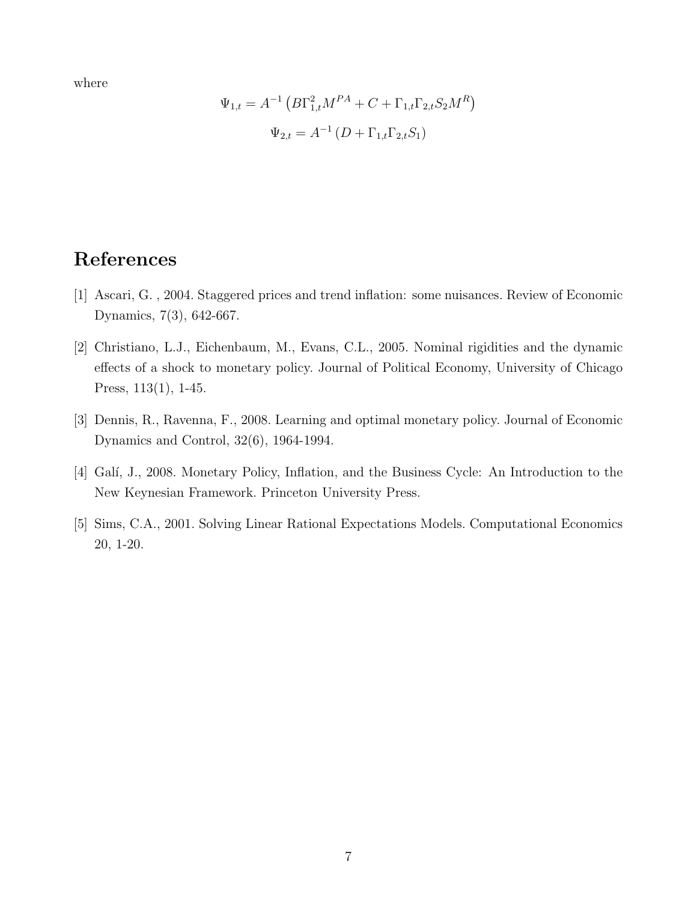where

$$\Psi_{1,t} = A^{-1} \left( B\Gamma_{1,t}^2 M^{PA} + C + \Gamma_{1,t}\Gamma_{2,t} S_2 M^R \right)$$

$$\Psi_{2,t} = A^{-1} \left( D + \Gamma_{1,t}\Gamma_{2,t} S_1 \right)$$

# References

[1] Ascari, G. , 2004. Staggered prices and trend inflation: some nuisances. Review of Economic Dynamics, 7(3), 642-667.

[2] Christiano, L.J., Eichenbaum, M., Evans, C.L., 2005. Nominal rigidities and the dynamic effects of a shock to monetary policy. Journal of Political Economy, University of Chicago Press, 113(1), 1-45.

[3] Dennis, R., Ravenna, F., 2008. Learning and optimal monetary policy. Journal of Economic Dynamics and Control, 32(6), 1964-1994.

[4] Galí, J., 2008. Monetary Policy, Inflation, and the Business Cycle: An Introduction to the New Keynesian Framework. Princeton University Press.

[5] Sims, C.A., 2001. Solving Linear Rational Expectations Models. Computational Economics 20, 1-20.